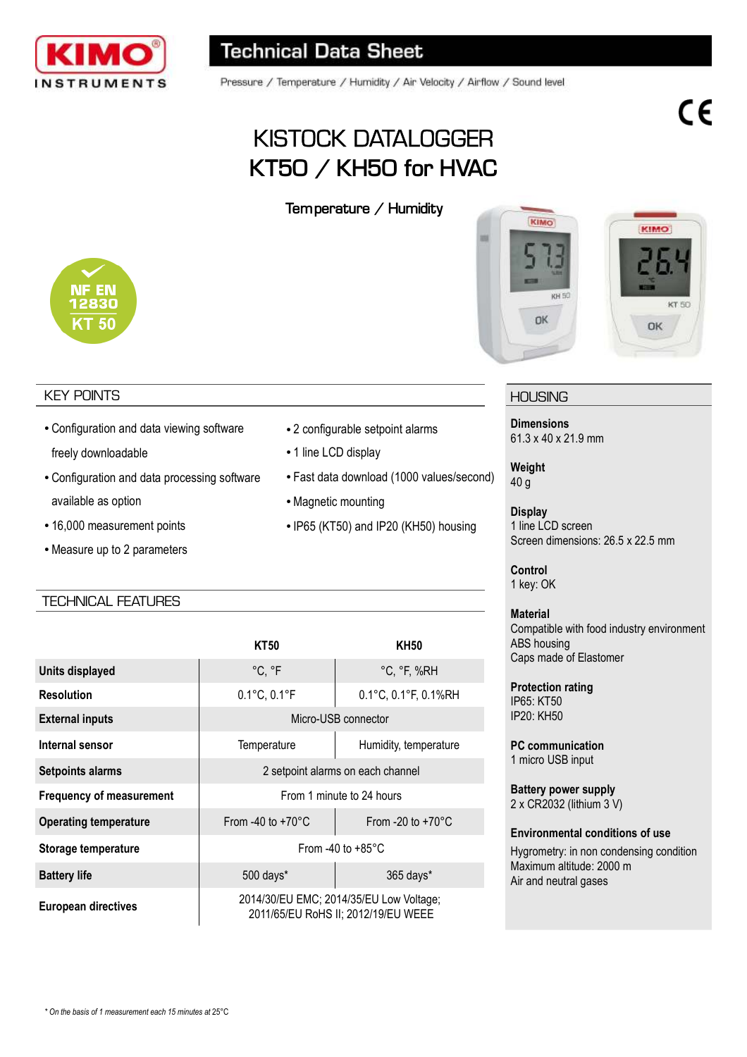# Technical Data Sheet

Pressure / Temperature / Humidity / Air Velocity / Airflow / Sound level

# KISTOCK DATALOGGER
# KT50 / KH50 for HVAC

Temperature / Humidity

NF EN 12830 KT 50

## KEY POINTS

- Configuration and data viewing software freely downloadable
- Configuration and data processing software available as option
- 16,000 measurement points
- Measure up to 2 parameters
- 2 configurable setpoint alarms
- 1 line LCD display
- Fast data download (1000 values/second)
- Magnetic mounting
- IP65 (KT50) and IP20 (KH50) housing

## TECHNICAL FEATURES

| | KT50 | KH50 |
|---|---|---|
| **Units displayed** | °C, °F | °C, °F, %RH |
| **Resolution** | 0.1°C, 0.1°F | 0.1°C, 0.1°F, 0.1%RH |
| **External inputs** | Micro-USB connector | |
| **Internal sensor** | Temperature | Humidity, temperature |
| **Setpoints alarms** | 2 setpoint alarms on each channel | |
| **Frequency of measurement** | From 1 minute to 24 hours | |
| **Operating temperature** | From -40 to +70°C | From -20 to +70°C |
| **Storage temperature** | From -40 to +85°C | |
| **Battery life** | 500 days* | 365 days* |
| **European directives** | 2014/30/EU EMC; 2014/35/EU Low Voltage; 2011/65/EU RoHS II; 2012/19/EU WEEE | |

## HOUSING

**Dimensions**
61.3 x 40 x 21.9 mm

**Weight**
40 g

**Display**
1 line LCD screen
Screen dimensions: 26.5 x 22.5 mm

**Control**
1 key: OK

**Material**
Compatible with food industry environment
ABS housing
Caps made of Elastomer

**Protection rating**
IP65: KT50
IP20: KH50

**PC communication**
1 micro USB input

**Battery power supply**
2 x CR2032 (lithium 3 V)

**Environmental conditions of use**
Hygrometry: in non condensing condition
Maximum altitude: 2000 m
Air and neutral gases

*\* On the basis of 1 measurement each 15 minutes at 25°C*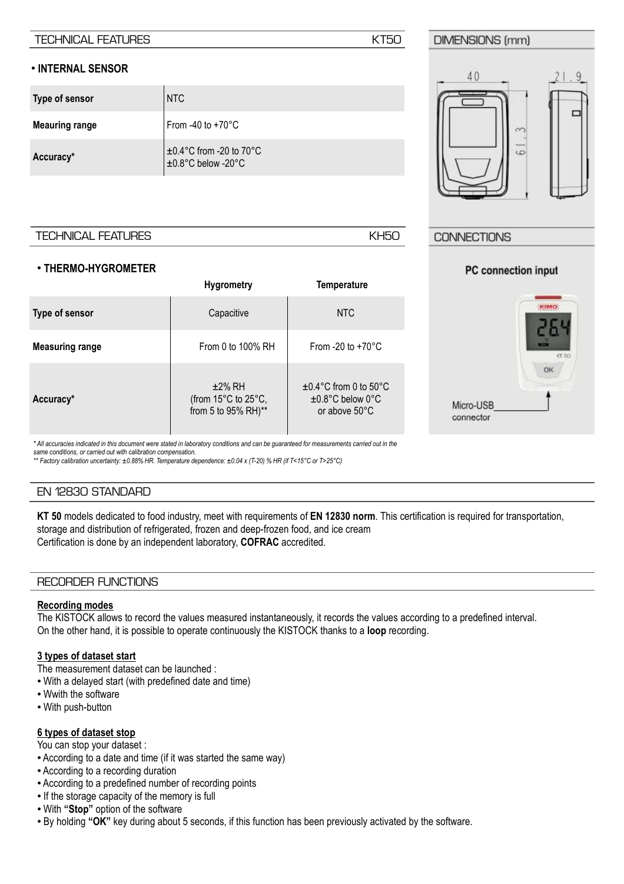## TECHNICAL FEATURES KT50

### • INTERNAL SENSOR

| | |
|---|---|
| **Type of sensor** | NTC |
| **Meauring range** | From -40 to +70°C |
| **Accuracy*** | ±0.4°C from -20 to 70°C<br>±0.8°C below -20°C |

## DIMENSIONS (mm)

40 | 21.9 | 61.3

## TECHNICAL FEATURES KH50

### • THERMO-HYGROMETER

| | Hygrometry | Temperature |
|---|---|---|
| **Type of sensor** | Capacitive | NTC |
| **Measuring range** | From 0 to 100% RH | From -20 to +70°C |
| **Accuracy*** | ±2% RH (from 15°C to 25°C, from 5 to 95% RH)** | ±0.4°C from 0 to 50°C<br>±0.8°C below 0°C or above 50°C |

*\* All accuracies indicated in this document were stated in laboratory conditions and can be guaranteed for measurements carried out in the same conditions, or carried out with calibration compensation.*
*\*\* Factory calibration uncertainty: ±0.88% HR. Temperature dependence: ±0.04 x (T-20) % HR (if T<15°C or T>25°C)*

## CONNECTIONS

**PC connection input**

Micro-USB connector

## EN 12830 STANDARD

**KT 50** models dedicated to food industry, meet with requirements of **EN 12830 norm**. This certification is required for transportation, storage and distribution of refrigerated, frozen and deep-frozen food, and ice cream
Certification is done by an independent laboratory, **COFRAC** accredited.

## RECORDER FUNCTIONS

**Recording modes**

The KISTOCK allows to record the values measured instantaneously, it records the values according to a predefined interval.
On the other hand, it is possible to operate continuously the KISTOCK thanks to a **loop** recording.

**3 types of dataset start**

The measurement dataset can be launched :
- With a delayed start (with predefined date and time)
- Wwith the software
- With push-button

**6 types of dataset stop**

You can stop your dataset :
- According to a date and time (if it was started the same way)
- According to a recording duration
- According to a predefined number of recording points
- If the storage capacity of the memory is full
- With **"Stop"** option of the software
- By holding **"OK"** key during about 5 seconds, if this function has been previously activated by the software.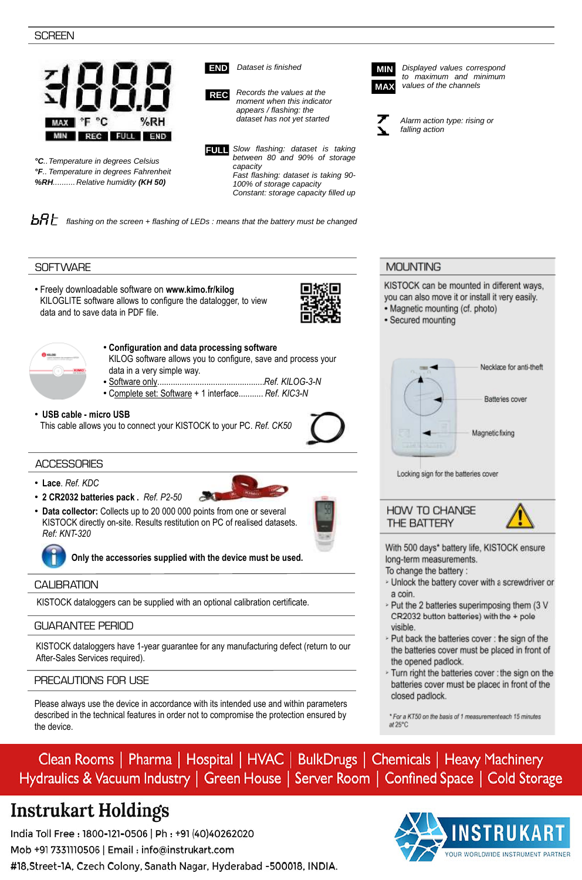## SCREEN

MAX °F °C %RH
MIN REC FULL END

**°C**.. Temperature in degrees Celsius
**°F**.. Temperature in degrees Fahrenheit
**%RH**.......... Relative humidity **(KH 50)**

**END** *Dataset is finished*

**REC** *Records the values at the moment when this indicator appears / flashing: the dataset has not yet started*

**FULL** *Slow flashing: dataset is taking between 80 and 90% of storage capacity*
*Fast flashing: dataset is taking 90-100% of storage capacity*
*Constant: storage capacity filled up*

**MIN** **MAX** *Displayed values correspond to maximum and minimum values of the channels*

*Alarm action type: rising or falling action*

**bAt** *flashing on the screen + flashing of LEDs : means that the battery must be changed*

## SOFTWARE

- Freely downloadable software on **www.kimo.fr/kilog**
  KILOGLITE software allows to configure the datalogger, to view and to save data in PDF file.

- **Configuration and data processing software**
  KILOG software allows you to configure, save and process your data in a very simple way.
- Software only................................................*Ref. KILOG-3-N*
- Complete set: Software + 1 interface.......... *Ref. KIC3-N*

- **USB cable - micro USB**
  This cable allows you to connect your KISTOCK to your PC. *Ref. CK50*

## ACCESSORIES

- **Lace**. *Ref. KDC*
- **2 CR2032 batteries pack .** *Ref. P2-50*
- **Data collector:** Collects up to 20 000 000 points from one or several KISTOCK directly on-site. Results restitution on PC of realised datasets. *Ref: KNT-320*

**Only the accessories supplied with the device must be used.**

## CALIBRATION

KISTOCK dataloggers can be supplied with an optional calibration certificate.

## GUARANTEE PERIOD

KISTOCK dataloggers have 1-year guarantee for any manufacturing defect (return to our After-Sales Services required).

## PRECAUTIONS FOR USE

Please always use the device in accordance with its intended use and within parameters described in the technical features in order not to compromise the protection ensured by the device.

## MOUNTING

KISTOCK can be mounted in different ways, you can also move it or install it very easily.
- Magnetic mounting (cf. photo)
- Secured mounting

Necklace for anti-theft
Batteries cover
Magnetic fixing
Locking sign for the batteries cover

## HOW TO CHANGE THE BATTERY

With 500 days* battery life, KISTOCK ensure long-term measurements.
To change the battery :
- Unlock the battery cover with a screwdriver or a coin.
- Put the 2 batteries superimposing them (3 V CR2032 button batteries) with the + pole visible.
- Put back the batteries cover : the sign of the the batteries cover must be placed in front of the opened padlock.
- Turn right the batteries cover : the sign on the batteries cover must be placed in front of the closed padlock.

*\* For a KT50 on the basis of 1 measurementeach 15 minutes at 25°C*

Clean Rooms | Pharma | Hospital | HVAC | BulkDrugs | Chemicals | Heavy Machinery
Hydraulics & Vacuum Industry | Green House | Server Room | Confined Space | Cold Storage

**Instrukart Holdings**

India Toll Free : 1800-121-0506 | Ph : +91 (40)40262020
Mob +91 7331110506 | Email : info@instrukart.com
#18,Street-1A, Czech Colony, Sanath Nagar, Hyderabad -500018, INDIA.

INSTRUKART
YOUR WORLDWIDE INSTRUMENT PARTNER